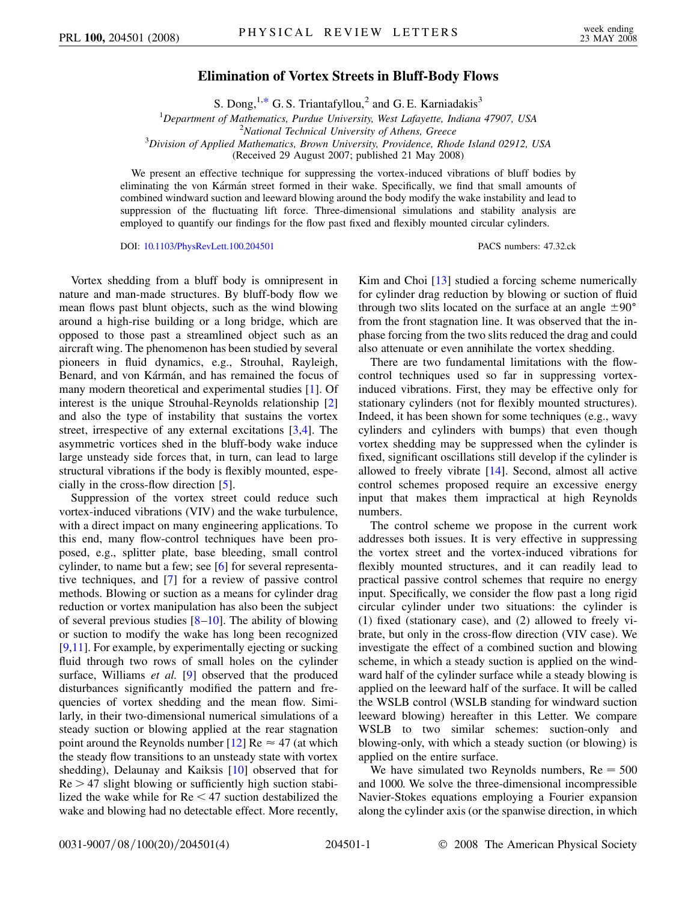# Elimination of Vortex Streets in Bluff-Body Flows

S. Dong,[1,*] G. S. Triantafyllou,[2] and G. E. Karniadakis[3]

[1]Department of Mathematics, Purdue University, West Lafayette, Indiana 47907, USA
[2]National Technical University of Athens, Greece
[3]Division of Applied Mathematics, Brown University, Providence, Rhode Island 02912, USA

(Received 29 August 2007; published 21 May 2008)

We present an effective technique for suppressing the vortex-induced vibrations of bluff bodies by eliminating the von Kármán street formed in their wake. Specifically, we find that small amounts of combined windward suction and leeward blowing around the body modify the wake instability and lead to suppression of the fluctuating lift force. Three-dimensional simulations and stability analysis are employed to quantify our findings for the flow past fixed and flexibly mounted circular cylinders.

DOI: 10.1103/PhysRevLett.100.204501 PACS numbers: 47.32.ck

Vortex shedding from a bluff body is omnipresent in nature and man-made structures. By bluff-body flow we mean flows past blunt objects, such as the wind blowing around a high-rise building or a long bridge, which are opposed to those past a streamlined object such as an aircraft wing. The phenomenon has been studied by several pioneers in fluid dynamics, e.g., Strouhal, Rayleigh, Benard, and von Kármán, and has remained the focus of many modern theoretical and experimental studies [1]. Of interest is the unique Strouhal-Reynolds relationship [2] and also the type of instability that sustains the vortex street, irrespective of any external excitations [3,4]. The asymmetric vortices shed in the bluff-body wake induce large unsteady side forces that, in turn, can lead to large structural vibrations if the body is flexibly mounted, especially in the cross-flow direction [5].

Suppression of the vortex street could reduce such vortex-induced vibrations (VIV) and the wake turbulence, with a direct impact on many engineering applications. To this end, many flow-control techniques have been proposed, e.g., splitter plate, base bleeding, small control cylinder, to name but a few; see [6] for several representative techniques, and [7] for a review of passive control methods. Blowing or suction as a means for cylinder drag reduction or vortex manipulation has also been the subject of several previous studies [8–10]. The ability of blowing or suction to modify the wake has long been recognized [9,11]. For example, by experimentally ejecting or sucking fluid through two rows of small holes on the cylinder surface, Williams *et al.* [9] observed that the produced disturbances significantly modified the pattern and frequencies of vortex shedding and the mean flow. Similarly, in their two-dimensional numerical simulations of a steady suction or blowing applied at the rear stagnation point around the Reynolds number [12] $\mathrm{Re} \approx 47$ (at which the steady flow transitions to an unsteady state with vortex shedding), Delaunay and Kaiksis [10] observed that for $\mathrm{Re} > 47$ slight blowing or sufficiently high suction stabilized the wake while for $\mathrm{Re} < 47$ suction destabilized the wake and blowing had no detectable effect. More recently, Kim and Choi [13] studied a forcing scheme numerically for cylinder drag reduction by blowing or suction of fluid through two slits located on the surface at an angle $\pm 90°$ from the front stagnation line. It was observed that the in-phase forcing from the two slits reduced the drag and could also attenuate or even annihilate the vortex shedding.

There are two fundamental limitations with the flow-control techniques used so far in suppressing vortex-induced vibrations. First, they may be effective only for stationary cylinders (not for flexibly mounted structures). Indeed, it has been shown for some techniques (e.g., wavy cylinders and cylinders with bumps) that even though vortex shedding may be suppressed when the cylinder is fixed, significant oscillations still develop if the cylinder is allowed to freely vibrate [14]. Second, almost all active control schemes proposed require an excessive energy input that makes them impractical at high Reynolds numbers.

The control scheme we propose in the current work addresses both issues. It is very effective in suppressing the vortex street and the vortex-induced vibrations for flexibly mounted structures, and it can readily lead to practical passive control schemes that require no energy input. Specifically, we consider the flow past a long rigid circular cylinder under two situations: the cylinder is (1) fixed (stationary case), and (2) allowed to freely vibrate, but only in the cross-flow direction (VIV case). We investigate the effect of a combined suction and blowing scheme, in which a steady suction is applied on the windward half of the cylinder surface while a steady blowing is applied on the leeward half of the surface. It will be called the WSLB control (WSLB standing for windward suction leeward blowing) hereafter in this Letter. We compare WSLB to two similar schemes: suction-only and blowing-only, with which a steady suction (or blowing) is applied on the entire surface.

We have simulated two Reynolds numbers, $\mathrm{Re} = 500$ and 1000. We solve the three-dimensional incompressible Navier-Stokes equations employing a Fourier expansion along the cylinder axis (or the spanwise direction, in which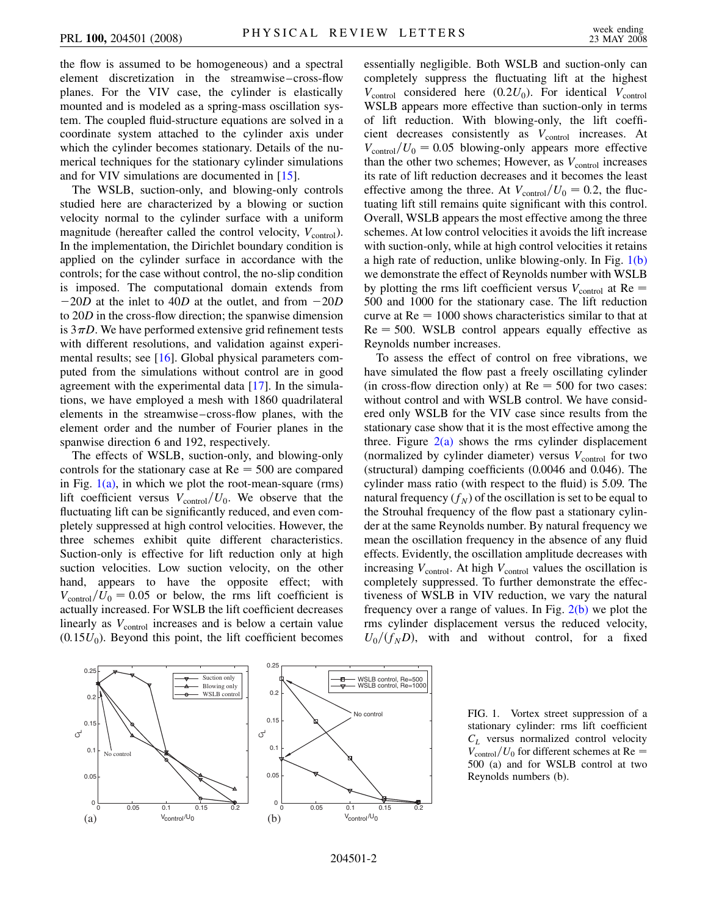the flow is assumed to be homogeneous) and a spectral element discretization in the streamwise–cross-flow planes. For the VIV case, the cylinder is elastically mounted and is modeled as a spring-mass oscillation system. The coupled fluid-structure equations are solved in a coordinate system attached to the cylinder axis under which the cylinder becomes stationary. Details of the numerical techniques for the stationary cylinder simulations and for VIV simulations are documented in [15].

The WSLB, suction-only, and blowing-only controls studied here are characterized by a blowing or suction velocity normal to the cylinder surface with a uniform magnitude (hereafter called the control velocity, $V_{\mathrm{control}}$). In the implementation, the Dirichlet boundary condition is applied on the cylinder surface in accordance with the controls; for the case without control, the no-slip condition is imposed. The computational domain extends from $-20D$ at the inlet to $40D$ at the outlet, and from $-20D$ to $20D$ in the cross-flow direction; the spanwise dimension is $3\pi D$. We have performed extensive grid refinement tests with different resolutions, and validation against experimental results; see [16]. Global physical parameters computed from the simulations without control are in good agreement with the experimental data [17]. In the simulations, we have employed a mesh with 1860 quadrilateral elements in the streamwise–cross-flow planes, with the element order and the number of Fourier planes in the spanwise direction 6 and 192, respectively.

The effects of WSLB, suction-only, and blowing-only controls for the stationary case at $\mathrm{Re} = 500$ are compared in Fig. 1(a), in which we plot the root-mean-square (rms) lift coefficient versus $V_{\mathrm{control}}/U_0$. We observe that the fluctuating lift can be significantly reduced, and even completely suppressed at high control velocities. However, the three schemes exhibit quite different characteristics. Suction-only is effective for lift reduction only at high suction velocities. Low suction velocity, on the other hand, appears to have the opposite effect; with $V_{\mathrm{control}}/U_0 = 0.05$ or below, the rms lift coefficient is actually increased. For WSLB the lift coefficient decreases linearly as $V_{\mathrm{control}}$ increases and is below a certain value $(0.15U_0)$. Beyond this point, the lift coefficient becomes essentially negligible. Both WSLB and suction-only can completely suppress the fluctuating lift at the highest $V_{\mathrm{control}}$ considered here $(0.2U_0)$. For identical $V_{\mathrm{control}}$ WSLB appears more effective than suction-only in terms of lift reduction. With blowing-only, the lift coefficient decreases consistently as $V_{\mathrm{control}}$ increases. At $V_{\mathrm{control}}/U_0 = 0.05$ blowing-only appears more effective than the other two schemes; However, as $V_{\mathrm{control}}$ increases its rate of lift reduction decreases and it becomes the least effective among the three. At $V_{\mathrm{control}}/U_0 = 0.2$, the fluctuating lift still remains quite significant with this control. Overall, WSLB appears the most effective among the three schemes. At low control velocities it avoids the lift increase with suction-only, while at high control velocities it retains a high rate of reduction, unlike blowing-only. In Fig. 1(b) we demonstrate the effect of Reynolds number with WSLB by plotting the rms lift coefficient versus $V_{\mathrm{control}}$ at $\mathrm{Re} = 500$ and 1000 for the stationary case. The lift reduction curve at $\mathrm{Re} = 1000$ shows characteristics similar to that at $\mathrm{Re} = 500$. WSLB control appears equally effective as Reynolds number increases.

To assess the effect of control on free vibrations, we have simulated the flow past a freely oscillating cylinder (in cross-flow direction only) at $\mathrm{Re} = 500$ for two cases: without control and with WSLB control. We have considered only WSLB for the VIV case since results from the stationary case show that it is the most effective among the three. Figure 2(a) shows the rms cylinder displacement (normalized by cylinder diameter) versus $V_{\mathrm{control}}$ for two (structural) damping coefficients (0.0046 and 0.046). The cylinder mass ratio (with respect to the fluid) is 5.09. The natural frequency ($f_N$) of the oscillation is set to be equal to the Strouhal frequency of the flow past a stationary cylinder at the same Reynolds number. By natural frequency we mean the oscillation frequency in the absence of any fluid effects. Evidently, the oscillation amplitude decreases with increasing $V_{\mathrm{control}}$. At high $V_{\mathrm{control}}$ values the oscillation is completely suppressed. To further demonstrate the effectiveness of WSLB in VIV reduction, we vary the natural frequency over a range of values. In Fig. 2(b) we plot the rms cylinder displacement versus the reduced velocity, $U_0/(f_N D)$, with and without control, for a fixed

FIG. 1. Vortex street suppression of a stationary cylinder: rms lift coefficient $C_L$ versus normalized control velocity $V_{\mathrm{control}}/U_0$ for different schemes at $\mathrm{Re} = 500$ (a) and for WSLB control at two Reynolds numbers (b).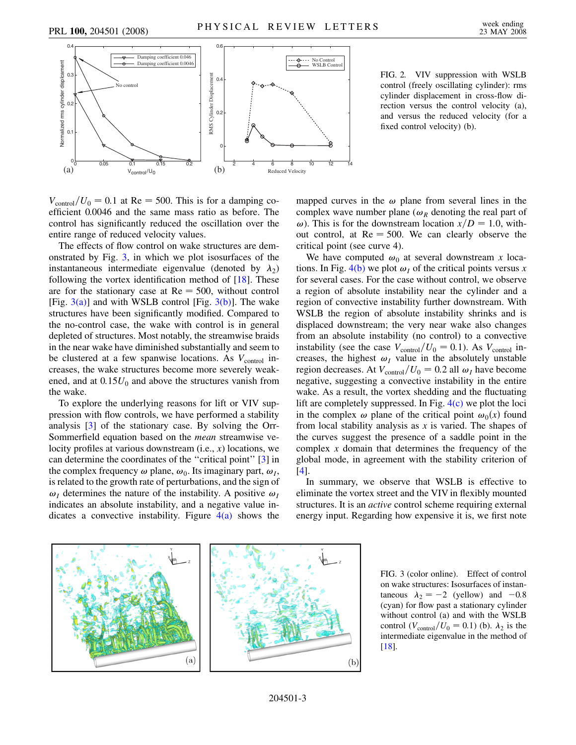FIG. 2. VIV suppression with WSLB control (freely oscillating cylinder): rms cylinder displacement in cross-flow direction versus the control velocity (a), and versus the reduced velocity (for a fixed control velocity) (b).

$V_{\mathrm{control}}/U_0 = 0.1$ at Re $= 500$. This is for a damping coefficient 0.0046 and the same mass ratio as before. The control has significantly reduced the oscillation over the entire range of reduced velocity values.

The effects of flow control on wake structures are demonstrated by Fig. 3, in which we plot isosurfaces of the instantaneous intermediate eigenvalue (denoted by $\lambda_2$) following the vortex identification method of [18]. These are for the stationary case at Re $= 500$, without control [Fig. 3(a)] and with WSLB control [Fig. 3(b)]. The wake structures have been significantly modified. Compared to the no-control case, the wake with control is in general depleted of structures. Most notably, the streamwise braids in the near wake have diminished substantially and seem to be clustered at a few spanwise locations. As $V_{\mathrm{control}}$ increases, the wake structures become more severely weakened, and at $0.15U_0$ and above the structures vanish from the wake.

To explore the underlying reasons for lift or VIV suppression with flow controls, we have performed a stability analysis [3] of the stationary case. By solving the Orr-Sommerfield equation based on the *mean* streamwise velocity profiles at various downstream (i.e., $x$) locations, we can determine the coordinates of the "critical point" [3] in the complex frequency $\omega$ plane, $\omega_0$. Its imaginary part, $\omega_I$, is related to the growth rate of perturbations, and the sign of $\omega_I$ determines the nature of the instability. A positive $\omega_I$ indicates an absolute instability, and a negative value indicates a convective instability. Figure 4(a) shows the mapped curves in the $\omega$ plane from several lines in the complex wave number plane ($\omega_R$ denoting the real part of $\omega$). This is for the downstream location $x/D = 1.0$, without control, at Re $= 500$. We can clearly observe the critical point (see curve 4).

We have computed $\omega_0$ at several downstream $x$ locations. In Fig. 4(b) we plot $\omega_I$ of the critical points versus $x$ for several cases. For the case without control, we observe a region of absolute instability near the cylinder and a region of convective instability further downstream. With WSLB the region of absolute instability shrinks and is displaced downstream; the very near wake also changes from an absolute instability (no control) to a convective instability (see the case $V_{\mathrm{control}}/U_0 = 0.1$). As $V_{\mathrm{control}}$ increases, the highest $\omega_I$ value in the absolutely unstable region decreases. At $V_{\mathrm{control}}/U_0 = 0.2$ all $\omega_I$ have become negative, suggesting a convective instability in the entire wake. As a result, the vortex shedding and the fluctuating lift are completely suppressed. In Fig. 4(c) we plot the loci in the complex $\omega$ plane of the critical point $\omega_0(x)$ found from local stability analysis as $x$ is varied. The shapes of the curves suggest the presence of a saddle point in the complex $x$ domain that determines the frequency of the global mode, in agreement with the stability criterion of [4].

In summary, we observe that WSLB is effective to eliminate the vortex street and the VIV in flexibly mounted structures. It is an *active* control scheme requiring external energy input. Regarding how expensive it is, we first note

FIG. 3 (color online). Effect of control on wake structures: Isosurfaces of instantaneous $\lambda_2 = -2$ (yellow) and $-0.8$ (cyan) for flow past a stationary cylinder without control (a) and with the WSLB control ($V_{\mathrm{control}}/U_0 = 0.1$) (b). $\lambda_2$ is the intermediate eigenvalue in the method of [18].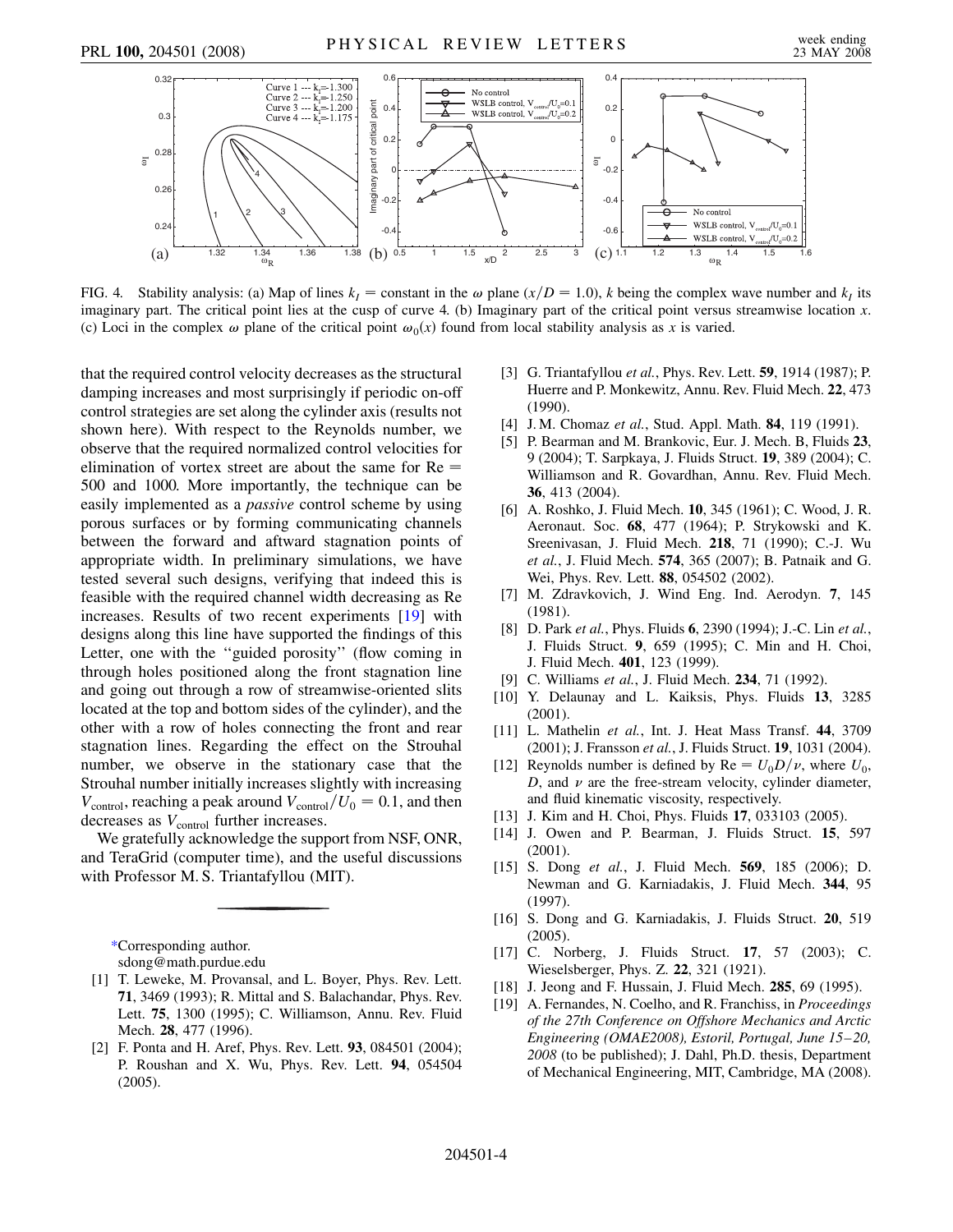(a)

Curve 1 --- $k_I$=-1.300
Curve 2 --- $k_I$=-1.250
Curve 3 --- $k_I$=-1.200
Curve 4 --- $k_I$=-1.175

0.32
0.3
0.28
0.26
0.24

$\omega_I$

1.32 1.34 1.36 1.38

$\omega_R$

1 2 3 4

(b)

No control
WSLB control, $V_{control}/U_0$=0.1
WSLB control, $V_{control}/U_0$=0.2

Imaginary part of critical point

0.6
0.4
0.2
0
-0.2
-0.4

0.5 1 1.5 2 2.5 3

x/D

(c)

No control
WSLB control, $V_{control}/U_0$=0.1
WSLB control, $V_{control}/U_0$=0.2

0.4
0.2
0
-0.2
-0.4
-0.6

$\omega_I$

1.1 1.2 1.3 1.4 1.5 1.6

$\omega_R$

FIG. 4. Stability analysis: (a) Map of lines $k_I$ = constant in the $\omega$ plane ($x/D = 1.0$), $k$ being the complex wave number and $k_I$ its imaginary part. The critical point lies at the cusp of curve 4. (b) Imaginary part of the critical point versus streamwise location $x$. (c) Loci in the complex $\omega$ plane of the critical point $\omega_0(x)$ found from local stability analysis as $x$ is varied.

that the required control velocity decreases as the structural damping increases and most surprisingly if periodic on-off control strategies are set along the cylinder axis (results not shown here). With respect to the Reynolds number, we observe that the required normalized control velocities for elimination of vortex street are about the same for Re = 500 and 1000. More importantly, the technique can be easily implemented as a *passive* control scheme by using porous surfaces or by forming communicating channels between the forward and aftward stagnation points of appropriate width. In preliminary simulations, we have tested several such designs, verifying that indeed this is feasible with the required channel width decreasing as Re increases. Results of two recent experiments [19] with designs along this line have supported the findings of this Letter, one with the "guided porosity" (flow coming in through holes positioned along the front stagnation line and going out through a row of streamwise-oriented slits located at the top and bottom sides of the cylinder), and the other with a row of holes connecting the front and rear stagnation lines. Regarding the effect on the Strouhal number, we observe in the stationary case that the Strouhal number initially increases slightly with increasing $V_{\mathrm{control}}$, reaching a peak around $V_{\mathrm{control}}/U_0 = 0.1$, and then decreases as $V_{\mathrm{control}}$ further increases.

We gratefully acknowledge the support from NSF, ONR, and TeraGrid (computer time), and the useful discussions with Professor M. S. Triantafyllou (MIT).

---

*Corresponding author.
sdong@math.purdue.edu

[1] T. Leweke, M. Provansal, and L. Boyer, Phys. Rev. Lett. **71**, 3469 (1993); R. Mittal and S. Balachandar, Phys. Rev. Lett. **75**, 1300 (1995); C. Williamson, Annu. Rev. Fluid Mech. **28**, 477 (1996).

[2] F. Ponta and H. Aref, Phys. Rev. Lett. **93**, 084501 (2004); P. Roushan and X. Wu, Phys. Rev. Lett. **94**, 054504 (2005).

[3] G. Triantafyllou *et al.*, Phys. Rev. Lett. **59**, 1914 (1987); P. Huerre and P. Monkewitz, Annu. Rev. Fluid Mech. **22**, 473 (1990).

[4] J. M. Chomaz *et al.*, Stud. Appl. Math. **84**, 119 (1991).

[5] P. Bearman and M. Brankovic, Eur. J. Mech. B, Fluids **23**, 9 (2004); T. Sarpkaya, J. Fluids Struct. **19**, 389 (2004); C. Williamson and R. Govardhan, Annu. Rev. Fluid Mech. **36**, 413 (2004).

[6] A. Roshko, J. Fluid Mech. **10**, 345 (1961); C. Wood, J. R. Aeronaut. Soc. **68**, 477 (1964); P. Strykowski and K. Sreenivasan, J. Fluid Mech. **218**, 71 (1990); C.-J. Wu *et al.*, J. Fluid Mech. **574**, 365 (2007); B. Patnaik and G. Wei, Phys. Rev. Lett. **88**, 054502 (2002).

[7] M. Zdravkovich, J. Wind Eng. Ind. Aerodyn. **7**, 145 (1981).

[8] D. Park *et al.*, Phys. Fluids **6**, 2390 (1994); J.-C. Lin *et al.*, J. Fluids Struct. **9**, 659 (1995); C. Min and H. Choi, J. Fluid Mech. **401**, 123 (1999).

[9] C. Williams *et al.*, J. Fluid Mech. **234**, 71 (1992).

[10] Y. Delaunay and L. Kaiksis, Phys. Fluids **13**, 3285 (2001).

[11] L. Mathelin *et al.*, Int. J. Heat Mass Transf. **44**, 3709 (2001); J. Fransson *et al.*, J. Fluids Struct. **19**, 1031 (2004).

[12] Reynolds number is defined by $\mathrm{Re} = U_0 D/\nu$, where $U_0$, $D$, and $\nu$ are the free-stream velocity, cylinder diameter, and fluid kinematic viscosity, respectively.

[13] J. Kim and H. Choi, Phys. Fluids **17**, 033103 (2005).

[14] J. Owen and P. Bearman, J. Fluids Struct. **15**, 597 (2001).

[15] S. Dong *et al.*, J. Fluid Mech. **569**, 185 (2006); D. Newman and G. Karniadakis, J. Fluid Mech. **344**, 95 (1997).

[16] S. Dong and G. Karniadakis, J. Fluids Struct. **20**, 519 (2005).

[17] C. Norberg, J. Fluids Struct. **17**, 57 (2003); C. Wieselsberger, Phys. Z. **22**, 321 (1921).

[18] J. Jeong and F. Hussain, J. Fluid Mech. **285**, 69 (1995).

[19] A. Fernandes, N. Coelho, and R. Franchiss, in *Proceedings of the 27th Conference on Offshore Mechanics and Arctic Engineering (OMAE2008), Estoril, Portugal, June 15–20, 2008* (to be published); J. Dahl, Ph.D. thesis, Department of Mechanical Engineering, MIT, Cambridge, MA (2008).